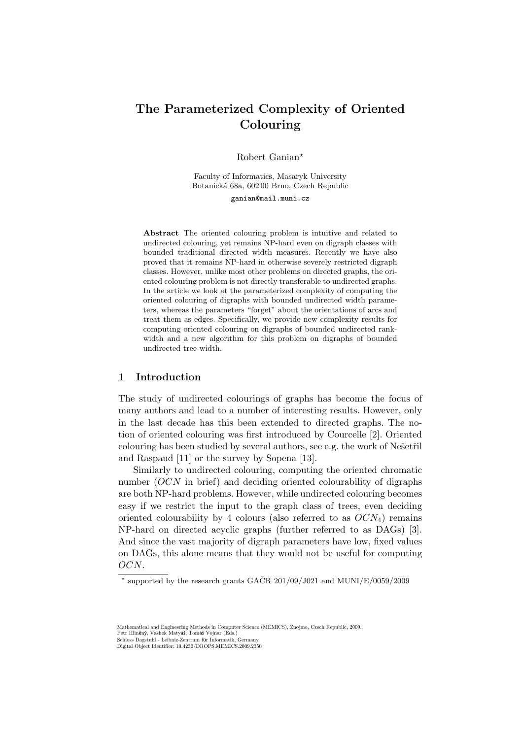// The Parameterized Complexity of Oriented Colouring

Robert Ganian*

Faculty of Informatics, Masaryk University
Botanická 68a, 602 00 Brno, Czech Republic

ganian@mail.muni.cz

**Abstract** The oriented colouring problem is intuitive and related to undirected colouring, yet remains NP-hard even on digraph classes with bounded traditional directed width measures. Recently we have also proved that it remains NP-hard in otherwise severely restricted digraph classes. However, unlike most other problems on directed graphs, the oriented colouring problem is not directly transferable to undirected graphs. In the article we look at the parameterized complexity of computing the oriented colouring of digraphs with bounded undirected width parameters, whereas the parameters "forget" about the orientations of arcs and treat them as edges. Specifically, we provide new complexity results for computing oriented colouring on digraphs of bounded undirected rank-width and a new algorithm for this problem on digraphs of bounded undirected tree-width.

## 1 Introduction

The study of undirected colourings of graphs has become the focus of many authors and lead to a number of interesting results. However, only in the last decade has this been extended to directed graphs. The notion of oriented colouring was first introduced by Courcelle [2]. Oriented colouring has been studied by several authors, see e.g. the work of Nešetřil and Raspaud [11] or the survey by Sopena [13].

Similarly to undirected colouring, computing the oriented chromatic number (*OCN* in brief) and deciding oriented colourability of digraphs are both NP-hard problems. However, while undirected colouring becomes easy if we restrict the input to the graph class of trees, even deciding oriented colourability by 4 colours (also referred to as $OCN_4$) remains NP-hard on directed acyclic graphs (further referred to as DAGs) [3]. And since the vast majority of digraph parameters have low, fixed values on DAGs, this alone means that they would not be useful for computing *OCN*.

* supported by the research grants GAČR 201/09/J021 and MUNI/E/0059/2009

Mathematical and Engineering Methods in Computer Science (MEMICS), Znojmo, Czech Republic, 2009.
Petr Hliněný, Vashek Matyáš, Tomáš Vojnar (Eds.)
Schloss Dagstuhl - Leibniz-Zentrum für Informatik, Germany
Digital Object Identifier: 10.4230/DROPS.MEMICS.2009.2350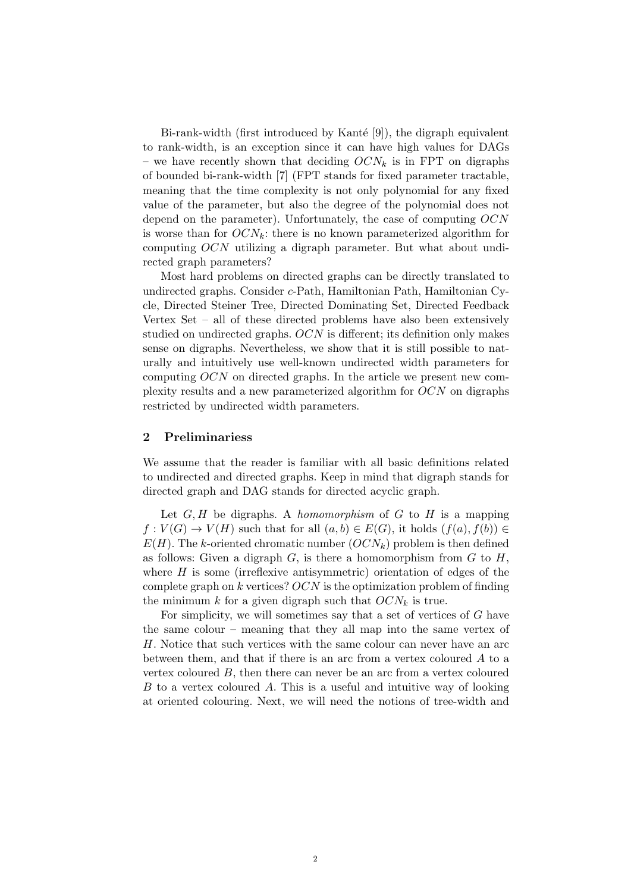Bi-rank-width (first introduced by Kanté [9]), the digraph equivalent to rank-width, is an exception since it can have high values for DAGs – we have recently shown that deciding $OCN_k$ is in FPT on digraphs of bounded bi-rank-width [7] (FPT stands for fixed parameter tractable, meaning that the time complexity is not only polynomial for any fixed value of the parameter, but also the degree of the polynomial does not depend on the parameter). Unfortunately, the case of computing $OCN$ is worse than for $OCN_k$: there is no known parameterized algorithm for computing $OCN$ utilizing a digraph parameter. But what about undirected graph parameters?

Most hard problems on directed graphs can be directly translated to undirected graphs. Consider $c$-Path, Hamiltonian Path, Hamiltonian Cycle, Directed Steiner Tree, Directed Dominating Set, Directed Feedback Vertex Set – all of these directed problems have also been extensively studied on undirected graphs. $OCN$ is different; its definition only makes sense on digraphs. Nevertheless, we show that it is still possible to naturally and intuitively use well-known undirected width parameters for computing $OCN$ on directed graphs. In the article we present new complexity results and a new parameterized algorithm for $OCN$ on digraphs restricted by undirected width parameters.

## 2 Preliminariess

We assume that the reader is familiar with all basic definitions related to undirected and directed graphs. Keep in mind that digraph stands for directed graph and DAG stands for directed acyclic graph.

Let $G, H$ be digraphs. A *homomorphism* of $G$ to $H$ is a mapping $f : V(G) \to V(H)$ such that for all $(a, b) \in E(G)$, it holds $(f(a), f(b)) \in E(H)$. The $k$-oriented chromatic number ($OCN_k$) problem is then defined as follows: Given a digraph $G$, is there a homomorphism from $G$ to $H$, where $H$ is some (irreflexive antisymmetric) orientation of edges of the complete graph on $k$ vertices? $OCN$ is the optimization problem of finding the minimum $k$ for a given digraph such that $OCN_k$ is true.

For simplicity, we will sometimes say that a set of vertices of $G$ have the same colour – meaning that they all map into the same vertex of $H$. Notice that such vertices with the same colour can never have an arc between them, and that if there is an arc from a vertex coloured $A$ to a vertex coloured $B$, then there can never be an arc from a vertex coloured $B$ to a vertex coloured $A$. This is a useful and intuitive way of looking at oriented colouring. Next, we will need the notions of tree-width and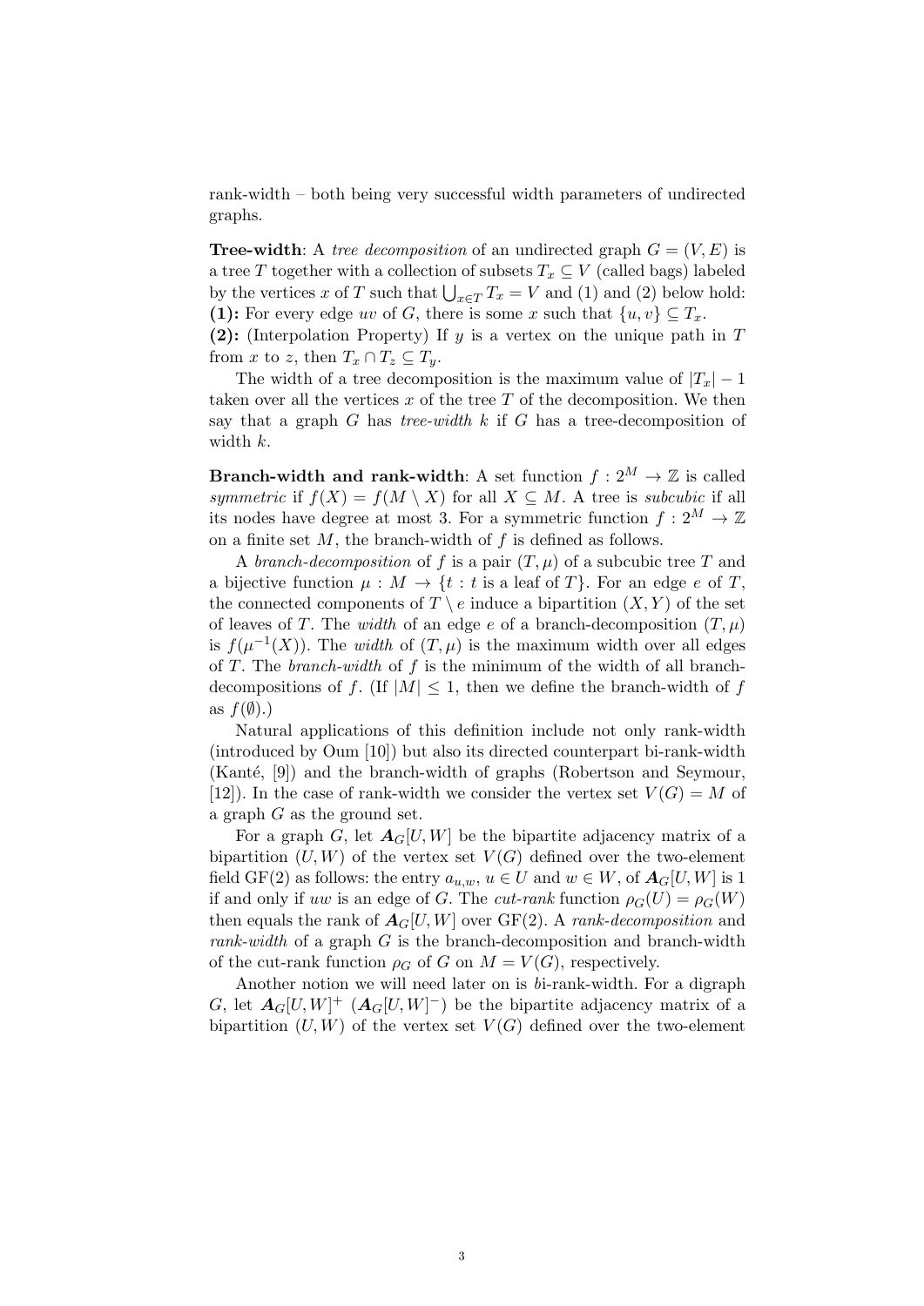rank-width – both being very successful width parameters of undirected graphs.

**Tree-width**: A *tree decomposition* of an undirected graph $G = (V, E)$ is a tree $T$ together with a collection of subsets $T_x \subseteq V$ (called bags) labeled by the vertices $x$ of $T$ such that $\bigcup_{x \in T} T_x = V$ and (1) and (2) below hold:
**(1):** For every edge $uv$ of $G$, there is some $x$ such that $\{u, v\} \subseteq T_x$.
**(2):** (Interpolation Property) If $y$ is a vertex on the unique path in $T$ from $x$ to $z$, then $T_x \cap T_z \subseteq T_y$.

The width of a tree decomposition is the maximum value of $|T_x| - 1$ taken over all the vertices $x$ of the tree $T$ of the decomposition. We then say that a graph $G$ has *tree-width* $k$ if $G$ has a tree-decomposition of width $k$.

**Branch-width and rank-width**: A set function $f : 2^M \to \mathbb{Z}$ is called *symmetric* if $f(X) = f(M \setminus X)$ for all $X \subseteq M$. A tree is *subcubic* if all its nodes have degree at most 3. For a symmetric function $f : 2^M \to \mathbb{Z}$ on a finite set $M$, the branch-width of $f$ is defined as follows.

A *branch-decomposition* of $f$ is a pair $(T, \mu)$ of a subcubic tree $T$ and a bijective function $\mu : M \to \{t : t \text{ is a leaf of } T\}$. For an edge $e$ of $T$, the connected components of $T \setminus e$ induce a bipartition $(X, Y)$ of the set of leaves of $T$. The *width* of an edge $e$ of a branch-decomposition $(T, \mu)$ is $f(\mu^{-1}(X))$. The *width* of $(T, \mu)$ is the maximum width over all edges of $T$. The *branch-width* of $f$ is the minimum of the width of all branch-decompositions of $f$. (If $|M| \leq 1$, then we define the branch-width of $f$ as $f(\emptyset)$.)

Natural applications of this definition include not only rank-width (introduced by Oum [10]) but also its directed counterpart bi-rank-width (Kanté, [9]) and the branch-width of graphs (Robertson and Seymour, [12]). In the case of rank-width we consider the vertex set $V(G) = M$ of a graph $G$ as the ground set.

For a graph $G$, let $\boldsymbol{A}_G[U, W]$ be the bipartite adjacency matrix of a bipartition $(U, W)$ of the vertex set $V(G)$ defined over the two-element field GF(2) as follows: the entry $a_{u,w}$, $u \in U$ and $w \in W$, of $\boldsymbol{A}_G[U, W]$ is 1 if and only if $uw$ is an edge of $G$. The *cut-rank* function $\rho_G(U) = \rho_G(W)$ then equals the rank of $\boldsymbol{A}_G[U, W]$ over GF(2). A *rank-decomposition* and *rank-width* of a graph $G$ is the branch-decomposition and branch-width of the cut-rank function $\rho_G$ of $G$ on $M = V(G)$, respectively.

Another notion we will need later on is *b*i-rank-width. For a digraph $G$, let $\boldsymbol{A}_G[U, W]^+$ ($\boldsymbol{A}_G[U, W]^-$) be the bipartite adjacency matrix of a bipartition $(U, W)$ of the vertex set $V(G)$ defined over the two-element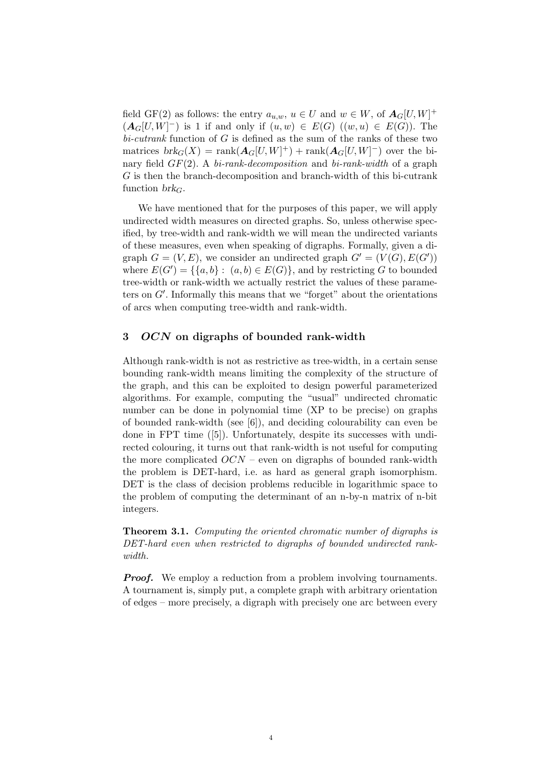field GF(2) as follows: the entry $a_{u,w}$, $u \in U$ and $w \in W$, of $\boldsymbol{A}_G[U,W]^+$ ($\boldsymbol{A}_G[U,W]^-$) is 1 if and only if $(u,w) \in E(G)$ ($(w,u) \in E(G)$). The *bi-cutrank* function of $G$ is defined as the sum of the ranks of these two matrices $brk_G(X) = \mathrm{rank}(\boldsymbol{A}_G[U,W]^+) + \mathrm{rank}(\boldsymbol{A}_G[U,W]^-)$ over the binary field $GF(2)$. A *bi-rank-decomposition* and *bi-rank-width* of a graph $G$ is then the branch-decomposition and branch-width of this bi-cutrank function $brk_G$.

We have mentioned that for the purposes of this paper, we will apply undirected width measures on directed graphs. So, unless otherwise specified, by tree-width and rank-width we will mean the undirected variants of these measures, even when speaking of digraphs. Formally, given a digraph $G = (V, E)$, we consider an undirected graph $G' = (V(G), E(G'))$ where $E(G') = \{\{a, b\} : (a, b) \in E(G)\}$, and by restricting $G$ to bounded tree-width or rank-width we actually restrict the values of these parameters on $G'$. Informally this means that we "forget" about the orientations of arcs when computing tree-width and rank-width.

## 3 *OCN* on digraphs of bounded rank-width

Although rank-width is not as restrictive as tree-width, in a certain sense bounding rank-width means limiting the complexity of the structure of the graph, and this can be exploited to design powerful parameterized algorithms. For example, computing the "usual" undirected chromatic number can be done in polynomial time (XP to be precise) on graphs of bounded rank-width (see [6]), and deciding colourability can even be done in FPT time ([5]). Unfortunately, despite its successes with undirected colouring, it turns out that rank-width is not useful for computing the more complicated $OCN$ – even on digraphs of bounded rank-width the problem is DET-hard, i.e. as hard as general graph isomorphism. DET is the class of decision problems reducible in logarithmic space to the problem of computing the determinant of an n-by-n matrix of n-bit integers.

**Theorem 3.1.** *Computing the oriented chromatic number of digraphs is DET-hard even when restricted to digraphs of bounded undirected rank-width.*

***Proof.*** We employ a reduction from a problem involving tournaments. A tournament is, simply put, a complete graph with arbitrary orientation of edges – more precisely, a digraph with precisely one arc between every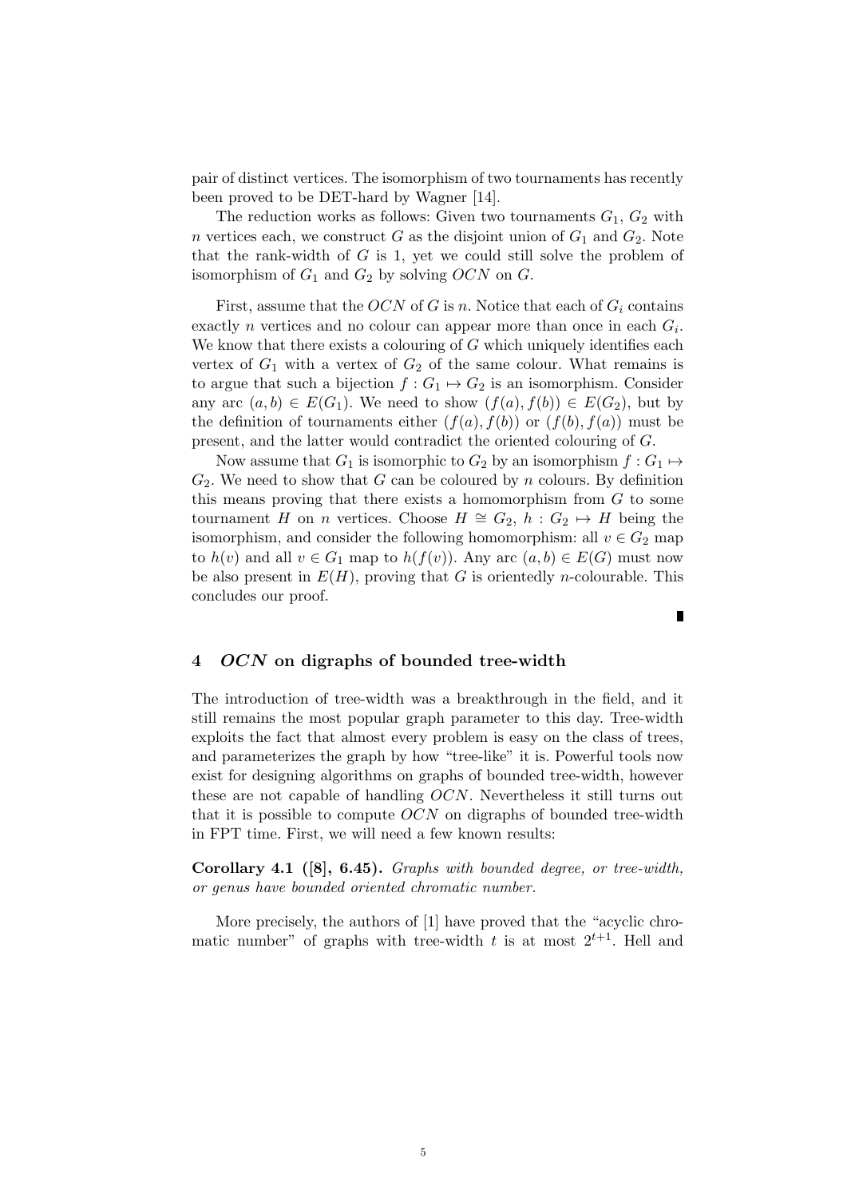pair of distinct vertices. The isomorphism of two tournaments has recently been proved to be DET-hard by Wagner [14].

The reduction works as follows: Given two tournaments $G_1$, $G_2$ with $n$ vertices each, we construct $G$ as the disjoint union of $G_1$ and $G_2$. Note that the rank-width of $G$ is 1, yet we could still solve the problem of isomorphism of $G_1$ and $G_2$ by solving $OCN$ on $G$.

First, assume that the $OCN$ of $G$ is $n$. Notice that each of $G_i$ contains exactly $n$ vertices and no colour can appear more than once in each $G_i$. We know that there exists a colouring of $G$ which uniquely identifies each vertex of $G_1$ with a vertex of $G_2$ of the same colour. What remains is to argue that such a bijection $f : G_1 \mapsto G_2$ is an isomorphism. Consider any arc $(a, b) \in E(G_1)$. We need to show $(f(a), f(b)) \in E(G_2)$, but by the definition of tournaments either $(f(a), f(b))$ or $(f(b), f(a))$ must be present, and the latter would contradict the oriented colouring of $G$.

Now assume that $G_1$ is isomorphic to $G_2$ by an isomorphism $f : G_1 \mapsto G_2$. We need to show that $G$ can be coloured by $n$ colours. By definition this means proving that there exists a homomorphism from $G$ to some tournament $H$ on $n$ vertices. Choose $H \cong G_2$, $h : G_2 \mapsto H$ being the isomorphism, and consider the following homomorphism: all $v \in G_2$ map to $h(v)$ and all $v \in G_1$ map to $h(f(v))$. Any arc $(a, b) \in E(G)$ must now be also present in $E(H)$, proving that $G$ is orientedly $n$-colourable. This concludes our proof.

∎

## 4 *OCN* on digraphs of bounded tree-width

The introduction of tree-width was a breakthrough in the field, and it still remains the most popular graph parameter to this day. Tree-width exploits the fact that almost every problem is easy on the class of trees, and parameterizes the graph by how "tree-like" it is. Powerful tools now exist for designing algorithms on graphs of bounded tree-width, however these are not capable of handling $OCN$. Nevertheless it still turns out that it is possible to compute $OCN$ on digraphs of bounded tree-width in FPT time. First, we will need a few known results:

**Corollary 4.1 ([8], 6.45).** *Graphs with bounded degree, or tree-width, or genus have bounded oriented chromatic number.*

More precisely, the authors of [1] have proved that the "acyclic chromatic number" of graphs with tree-width $t$ is at most $2^{t+1}$. Hell and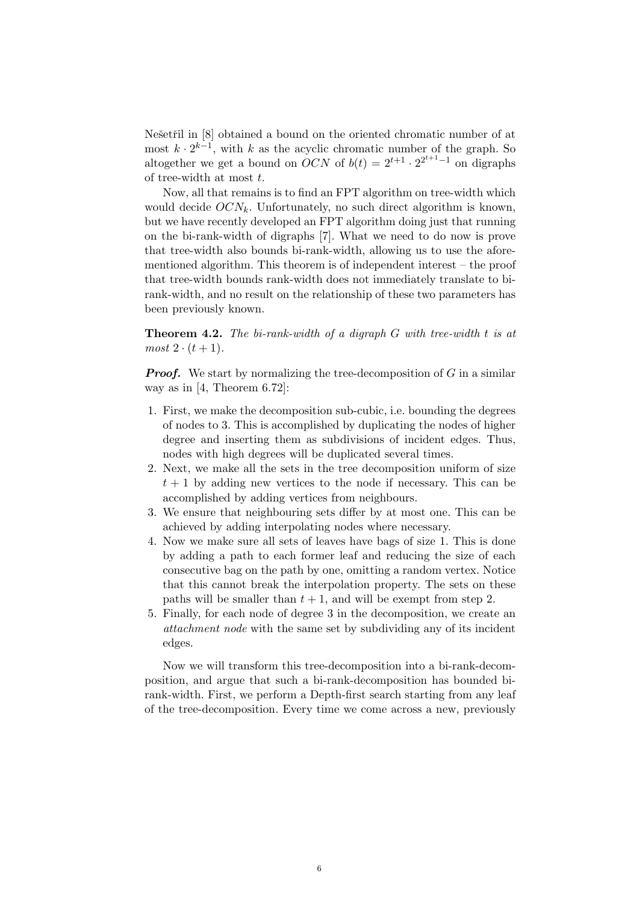Nešetřil in [8] obtained a bound on the oriented chromatic number of at most $k \cdot 2^{k-1}$, with $k$ as the acyclic chromatic number of the graph. So altogether we get a bound on $OCN$ of $b(t) = 2^{t+1} \cdot 2^{2^{t+1}-1}$ on digraphs of tree-width at most $t$.

Now, all that remains is to find an FPT algorithm on tree-width which would decide $OCN_k$. Unfortunately, no such direct algorithm is known, but we have recently developed an FPT algorithm doing just that running on the bi-rank-width of digraphs [7]. What we need to do now is prove that tree-width also bounds bi-rank-width, allowing us to use the aforementioned algorithm. This theorem is of independent interest – the proof that tree-width bounds rank-width does not immediately translate to bi-rank-width, and no result on the relationship of these two parameters has been previously known.

**Theorem 4.2.** *The bi-rank-width of a digraph $G$ with tree-width $t$ is at most $2 \cdot (t+1)$.*

***Proof.*** We start by normalizing the tree-decomposition of $G$ in a similar way as in [4, Theorem 6.72]:

1. First, we make the decomposition sub-cubic, i.e. bounding the degrees of nodes to 3. This is accomplished by duplicating the nodes of higher degree and inserting them as subdivisions of incident edges. Thus, nodes with high degrees will be duplicated several times.
2. Next, we make all the sets in the tree decomposition uniform of size $t+1$ by adding new vertices to the node if necessary. This can be accomplished by adding vertices from neighbours.
3. We ensure that neighbouring sets differ by at most one. This can be achieved by adding interpolating nodes where necessary.
4. Now we make sure all sets of leaves have bags of size 1. This is done by adding a path to each former leaf and reducing the size of each consecutive bag on the path by one, omitting a random vertex. Notice that this cannot break the interpolation property. The sets on these paths will be smaller than $t+1$, and will be exempt from step 2.
5. Finally, for each node of degree 3 in the decomposition, we create an *attachment node* with the same set by subdividing any of its incident edges.

Now we will transform this tree-decomposition into a bi-rank-decomposition, and argue that such a bi-rank-decomposition has bounded bi-rank-width. First, we perform a Depth-first search starting from any leaf of the tree-decomposition. Every time we come across a new, previously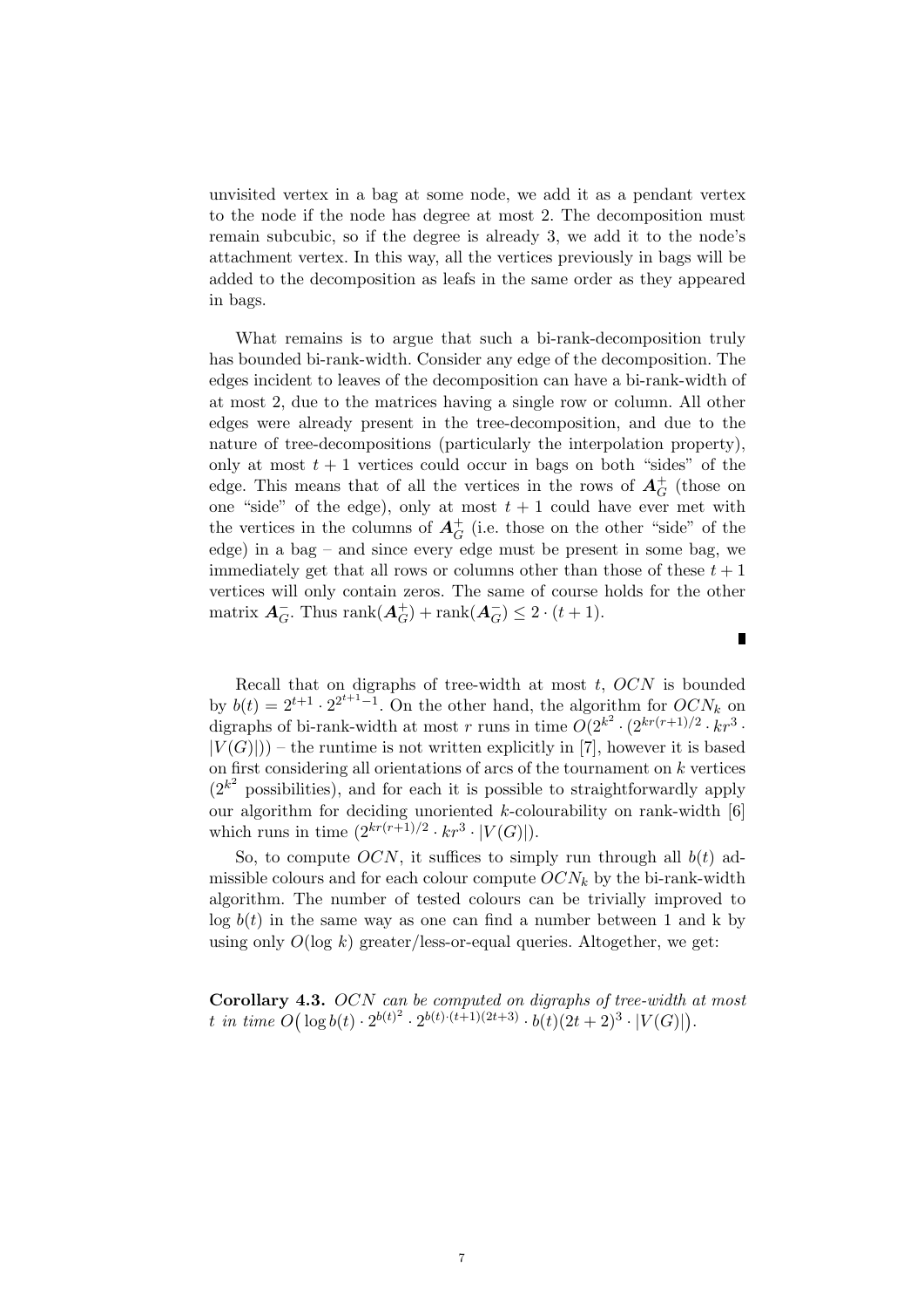unvisited vertex in a bag at some node, we add it as a pendant vertex to the node if the node has degree at most 2. The decomposition must remain subcubic, so if the degree is already 3, we add it to the node's attachment vertex. In this way, all the vertices previously in bags will be added to the decomposition as leafs in the same order as they appeared in bags.

What remains is to argue that such a bi-rank-decomposition truly has bounded bi-rank-width. Consider any edge of the decomposition. The edges incident to leaves of the decomposition can have a bi-rank-width of at most 2, due to the matrices having a single row or column. All other edges were already present in the tree-decomposition, and due to the nature of tree-decompositions (particularly the interpolation property), only at most $t + 1$ vertices could occur in bags on both "sides" of the edge. This means that of all the vertices in the rows of $\boldsymbol{A}_G^+$ (those on one "side" of the edge), only at most $t + 1$ could have ever met with the vertices in the columns of $\boldsymbol{A}_G^+$ (i.e. those on the other "side" of the edge) in a bag – and since every edge must be present in some bag, we immediately get that all rows or columns other than those of these $t + 1$ vertices will only contain zeros. The same of course holds for the other matrix $\boldsymbol{A}_G^-$. Thus $\operatorname{rank}(\boldsymbol{A}_G^+) + \operatorname{rank}(\boldsymbol{A}_G^-) \leq 2 \cdot (t + 1)$. ∎

Recall that on digraphs of tree-width at most $t$, $OCN$ is bounded by $b(t) = 2^{t+1} \cdot 2^{2^{t+1}-1}$. On the other hand, the algorithm for $OCN_k$ on digraphs of bi-rank-width at most $r$ runs in time $O(2^{k^2} \cdot (2^{kr(r+1)/2} \cdot kr^3 \cdot |V(G)|))$ – the runtime is not written explicitly in [7], however it is based on first considering all orientations of arcs of the tournament on $k$ vertices ($2^{k^2}$ possibilities), and for each it is possible to straightforwardly apply our algorithm for deciding unoriented $k$-colourability on rank-width [6] which runs in time $(2^{kr(r+1)/2} \cdot kr^3 \cdot |V(G)|)$.

So, to compute $OCN$, it suffices to simply run through all $b(t)$ admissible colours and for each colour compute $OCN_k$ by the bi-rank-width algorithm. The number of tested colours can be trivially improved to $\log b(t)$ in the same way as one can find a number between 1 and k by using only $O(\log k)$ greater/less-or-equal queries. Altogether, we get:

**Corollary 4.3.** *OCN can be computed on digraphs of tree-width at most $t$ in time $O\big(\log b(t) \cdot 2^{b(t)^2} \cdot 2^{b(t)\cdot(t+1)(2t+3)} \cdot b(t)(2t+2)^3 \cdot |V(G)|\big)$.*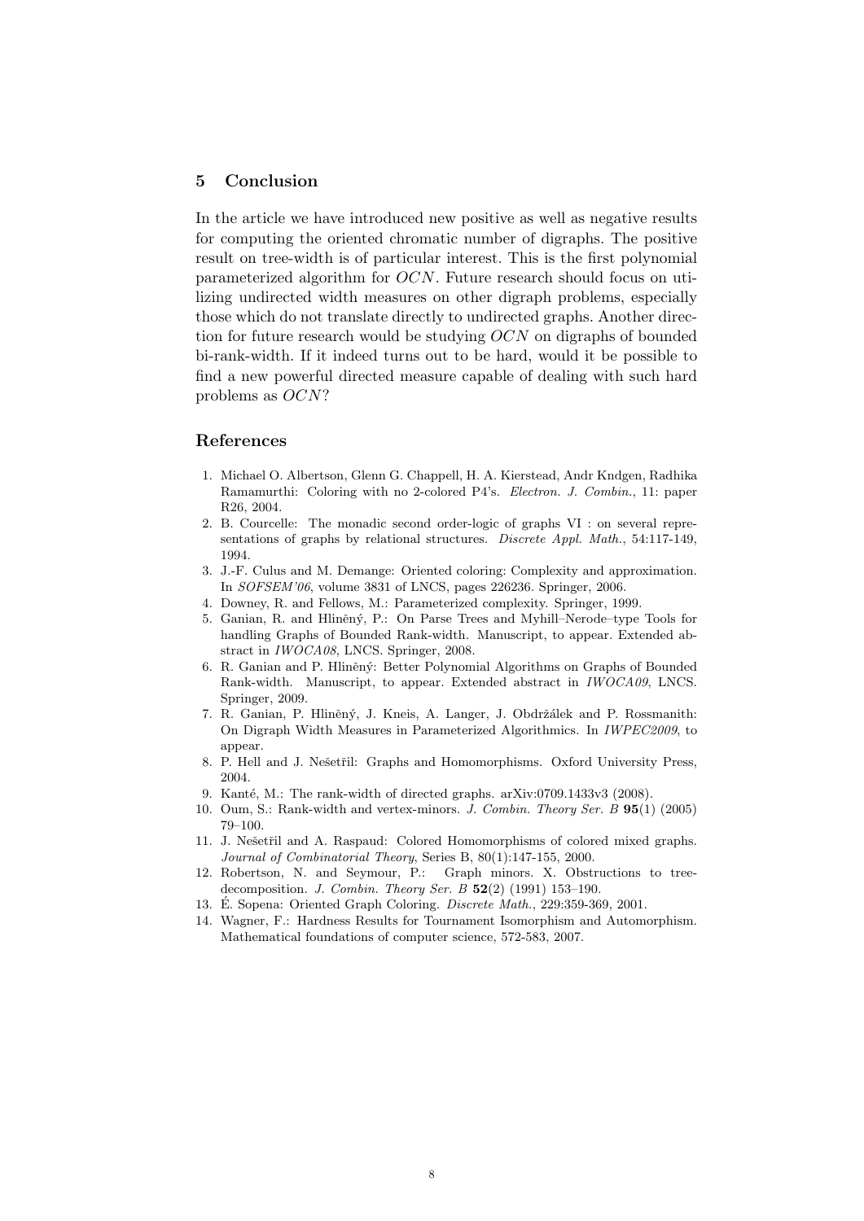## 5 Conclusion

In the article we have introduced new positive as well as negative results for computing the oriented chromatic number of digraphs. The positive result on tree-width is of particular interest. This is the first polynomial parameterized algorithm for $OCN$. Future research should focus on utilizing undirected width measures on other digraph problems, especially those which do not translate directly to undirected graphs. Another direction for future research would be studying $OCN$ on digraphs of bounded bi-rank-width. If it indeed turns out to be hard, would it be possible to find a new powerful directed measure capable of dealing with such hard problems as $OCN$?

## References

1. Michael O. Albertson, Glenn G. Chappell, H. A. Kierstead, Andr Kndgen, Radhika Ramamurthi: Coloring with no 2-colored P4's. *Electron. J. Combin.*, 11: paper R26, 2004.
2. B. Courcelle: The monadic second order-logic of graphs VI : on several representations of graphs by relational structures. *Discrete Appl. Math.*, 54:117-149, 1994.
3. J.-F. Culus and M. Demange: Oriented coloring: Complexity and approximation. In *SOFSEM'06*, volume 3831 of LNCS, pages 226236. Springer, 2006.
4. Downey, R. and Fellows, M.: Parameterized complexity. Springer, 1999.
5. Ganian, R. and Hliněný, P.: On Parse Trees and Myhill–Nerode–type Tools for handling Graphs of Bounded Rank-width. Manuscript, to appear. Extended abstract in *IWOCA08*, LNCS. Springer, 2008.
6. R. Ganian and P. Hliněný: Better Polynomial Algorithms on Graphs of Bounded Rank-width. Manuscript, to appear. Extended abstract in *IWOCA09*, LNCS. Springer, 2009.
7. R. Ganian, P. Hliněný, J. Kneis, A. Langer, J. Obdržálek and P. Rossmanith: On Digraph Width Measures in Parameterized Algorithmics. In *IWPEC2009*, to appear.
8. P. Hell and J. Nešetřil: Graphs and Homomorphisms. Oxford University Press, 2004.
9. Kanté, M.: The rank-width of directed graphs. arXiv:0709.1433v3 (2008).
10. Oum, S.: Rank-width and vertex-minors. *J. Combin. Theory Ser. B* **95**(1) (2005) 79–100.
11. J. Nešetřil and A. Raspaud: Colored Homomorphisms of colored mixed graphs. *Journal of Combinatorial Theory*, Series B, 80(1):147-155, 2000.
12. Robertson, N. and Seymour, P.: Graph minors. X. Obstructions to tree-decomposition. *J. Combin. Theory Ser. B* **52**(2) (1991) 153–190.
13. É. Sopena: Oriented Graph Coloring. *Discrete Math.*, 229:359-369, 2001.
14. Wagner, F.: Hardness Results for Tournament Isomorphism and Automorphism. Mathematical foundations of computer science, 572-583, 2007.